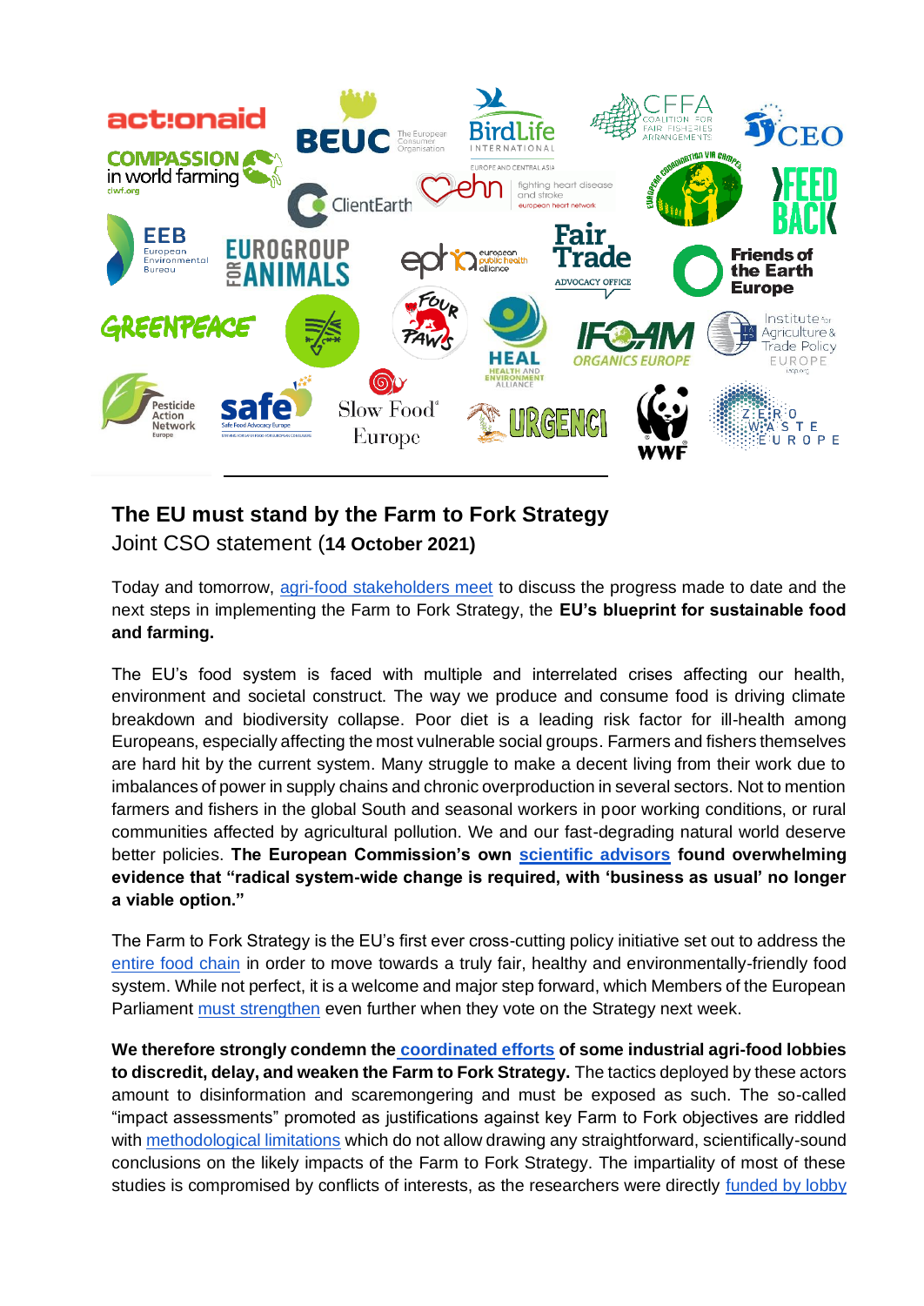## The EU must stand by the Farm to Fork Strategy

Joint CSO statement (**14 October 2021)**

Today and tomorrow, agri-food stakeholders meet to discuss the progress made to date and the next steps in implementing the Farm to Fork Strategy, the **EU's blueprint for sustainable food and farming.**

The EU's food system is faced with multiple and interrelated crises affecting our health, environment and societal construct. The way we produce and consume food is driving climate breakdown and biodiversity collapse. Poor diet is a leading risk factor for ill-health among Europeans, especially affecting the most vulnerable social groups. Farmers and fishers themselves are hard hit by the current system. Many struggle to make a decent living from their work due to imbalances of power in supply chains and chronic overproduction in several sectors. Not to mention farmers and fishers in the global South and seasonal workers in poor working conditions, or rural communities affected by agricultural pollution. We and our fast-degrading natural world deserve better policies. **The European Commission's own scientific advisors found overwhelming evidence that "radical system-wide change is required, with 'business as usual' no longer a viable option."**

The Farm to Fork Strategy is the EU's first ever cross-cutting policy initiative set out to address the entire food chain in order to move towards a truly fair, healthy and environmentally-friendly food system. While not perfect, it is a welcome and major step forward, which Members of the European Parliament must strengthen even further when they vote on the Strategy next week.

**We therefore strongly condemn the coordinated efforts of some industrial agri-food lobbies to discredit, delay, and weaken the Farm to Fork Strategy.** The tactics deployed by these actors amount to disinformation and scaremongering and must be exposed as such. The so-called "impact assessments" promoted as justifications against key Farm to Fork objectives are riddled with methodological limitations which do not allow drawing any straightforward, scientifically-sound conclusions on the likely impacts of the Farm to Fork Strategy. The impartiality of most of these studies is compromised by conflicts of interests, as the researchers were directly funded by lobby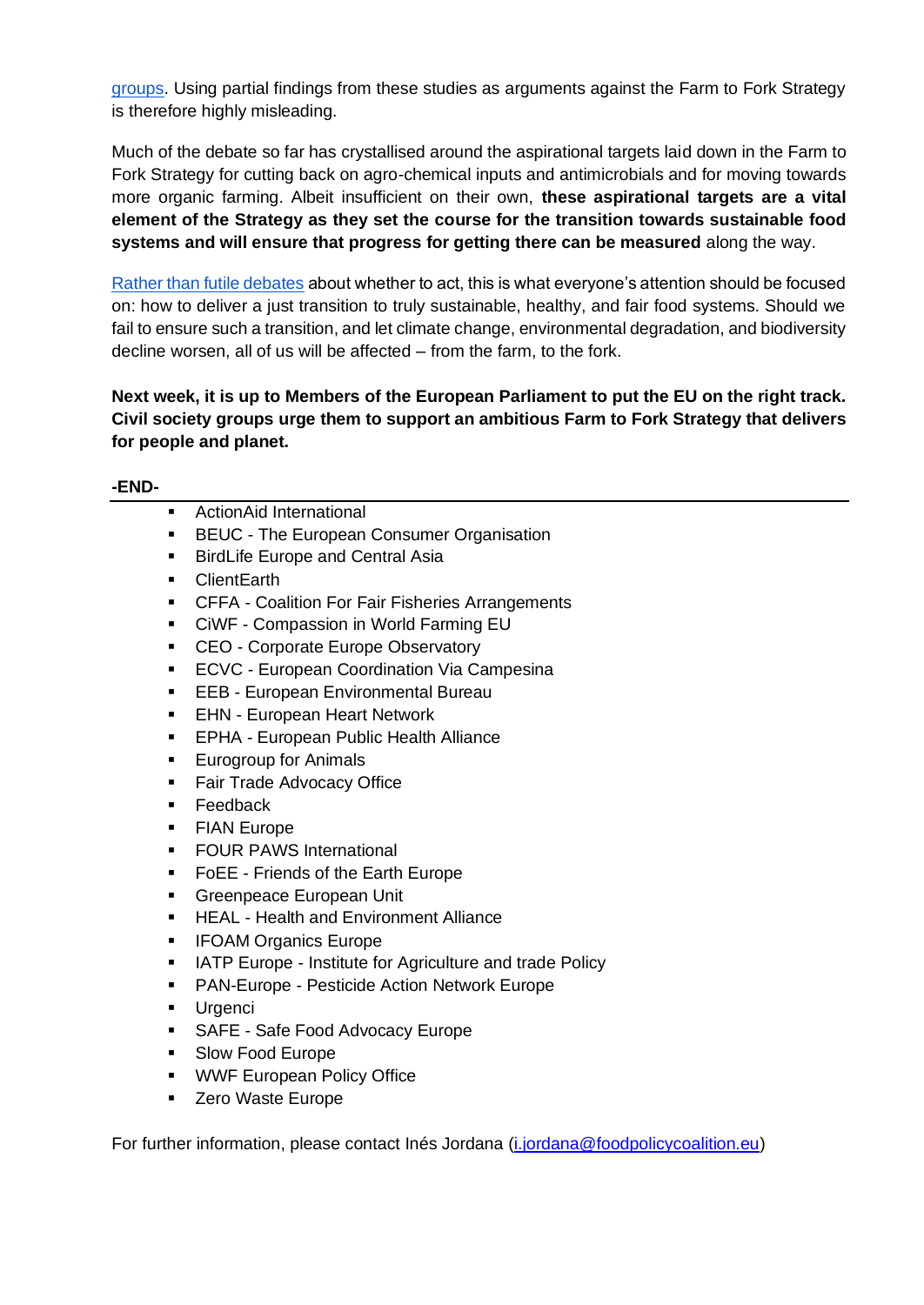groups. Using partial findings from these studies as arguments against the Farm to Fork Strategy is therefore highly misleading.

Much of the debate so far has crystallised around the aspirational targets laid down in the Farm to Fork Strategy for cutting back on agro-chemical inputs and antimicrobials and for moving towards more organic farming. Albeit insufficient on their own, **these aspirational targets are a vital element of the Strategy as they set the course for the transition towards sustainable food systems and will ensure that progress for getting there can be measured** along the way.

Rather than futile debates about whether to act, this is what everyone's attention should be focused on: how to deliver a just transition to truly sustainable, healthy, and fair food systems. Should we fail to ensure such a transition, and let climate change, environmental degradation, and biodiversity decline worsen, all of us will be affected – from the farm, to the fork.

**Next week, it is up to Members of the European Parliament to put the EU on the right track. Civil society groups urge them to support an ambitious Farm to Fork Strategy that delivers for people and planet.**

**-END-**

---

- ActionAid International
- BEUC - The European Consumer Organisation
- BirdLife Europe and Central Asia
- ClientEarth
- CFFA - Coalition For Fair Fisheries Arrangements
- CiWF - Compassion in World Farming EU
- CEO - Corporate Europe Observatory
- ECVC - European Coordination Via Campesina
- EEB - European Environmental Bureau
- EHN - European Heart Network
- EPHA - European Public Health Alliance
- Eurogroup for Animals
- Fair Trade Advocacy Office
- Feedback
- FIAN Europe
- FOUR PAWS International
- FoEE - Friends of the Earth Europe
- Greenpeace European Unit
- HEAL - Health and Environment Alliance
- IFOAM Organics Europe
- IATP Europe - Institute for Agriculture and trade Policy
- PAN-Europe - Pesticide Action Network Europe
- Urgenci
- SAFE - Safe Food Advocacy Europe
- Slow Food Europe
- WWF European Policy Office
- Zero Waste Europe

For further information, please contact Inés Jordana (i.jordana@foodpolicycoalition.eu)